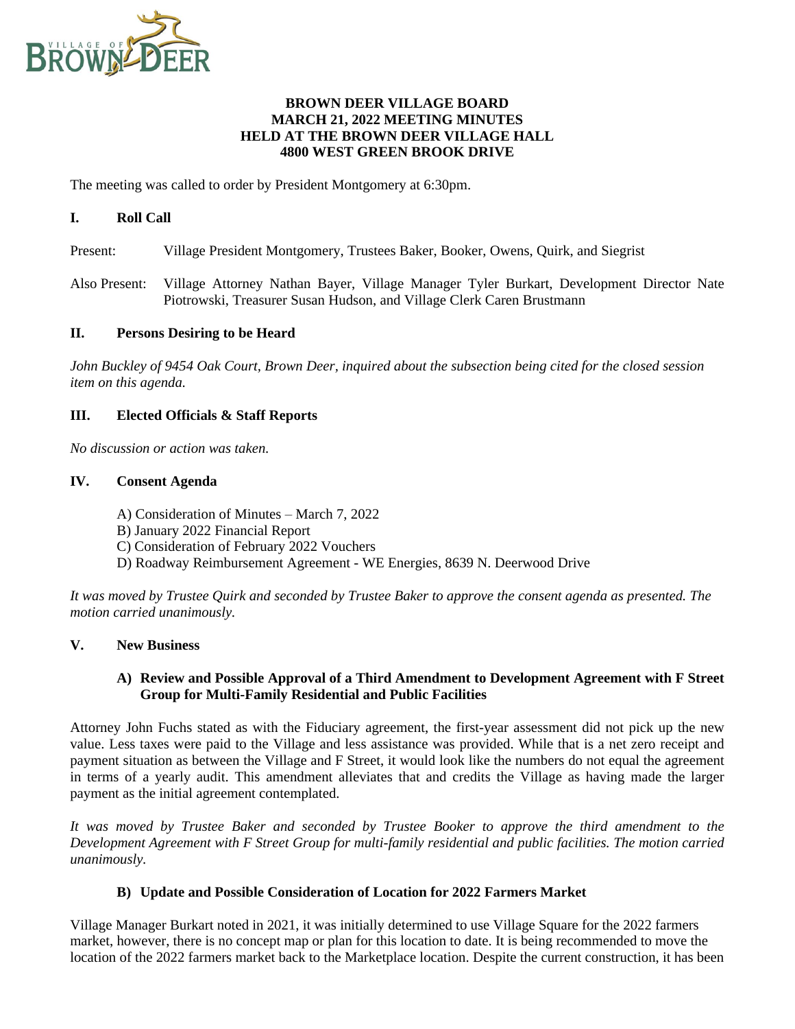**BROWN DEER VILLAGE BOARD**
**MARCH 21, 2022 MEETING MINUTES**
**HELD AT THE BROWN DEER VILLAGE HALL**
**4800 WEST GREEN BROOK DRIVE**

The meeting was called to order by President Montgomery at 6:30pm.

## I. Roll Call

Present: Village President Montgomery, Trustees Baker, Booker, Owens, Quirk, and Siegrist

Also Present: Village Attorney Nathan Bayer, Village Manager Tyler Burkart, Development Director Nate Piotrowski, Treasurer Susan Hudson, and Village Clerk Caren Brustmann

## II. Persons Desiring to be Heard

*John Buckley of 9454 Oak Court, Brown Deer, inquired about the subsection being cited for the closed session item on this agenda.*

## III. Elected Officials & Staff Reports

*No discussion or action was taken.*

## IV. Consent Agenda

A) Consideration of Minutes – March 7, 2022
B) January 2022 Financial Report
C) Consideration of February 2022 Vouchers
D) Roadway Reimbursement Agreement - WE Energies, 8639 N. Deerwood Drive

*It was moved by Trustee Quirk and seconded by Trustee Baker to approve the consent agenda as presented. The motion carried unanimously.*

## V. New Business

### A) Review and Possible Approval of a Third Amendment to Development Agreement with F Street Group for Multi-Family Residential and Public Facilities

Attorney John Fuchs stated as with the Fiduciary agreement, the first-year assessment did not pick up the new value. Less taxes were paid to the Village and less assistance was provided. While that is a net zero receipt and payment situation as between the Village and F Street, it would look like the numbers do not equal the agreement in terms of a yearly audit. This amendment alleviates that and credits the Village as having made the larger payment as the initial agreement contemplated.

*It was moved by Trustee Baker and seconded by Trustee Booker to approve the third amendment to the Development Agreement with F Street Group for multi-family residential and public facilities. The motion carried unanimously.*

### B) Update and Possible Consideration of Location for 2022 Farmers Market

Village Manager Burkart noted in 2021, it was initially determined to use Village Square for the 2022 farmers market, however, there is no concept map or plan for this location to date. It is being recommended to move the location of the 2022 farmers market back to the Marketplace location. Despite the current construction, it has been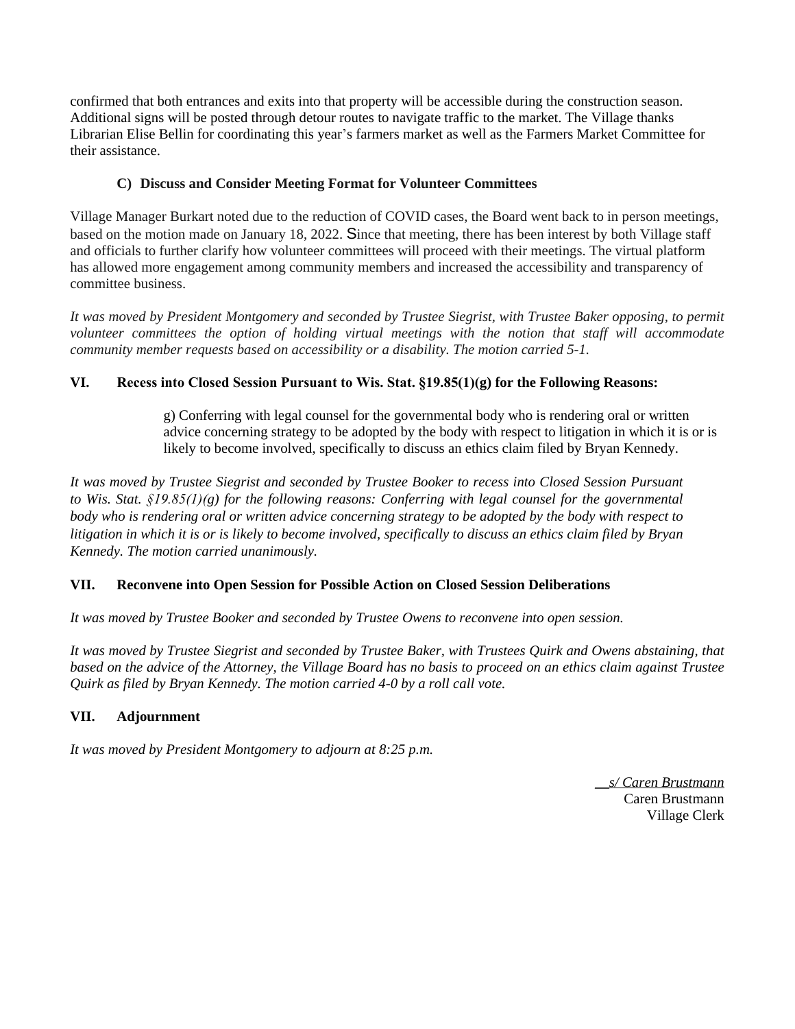confirmed that both entrances and exits into that property will be accessible during the construction season. Additional signs will be posted through detour routes to navigate traffic to the market. The Village thanks Librarian Elise Bellin for coordinating this year's farmers market as well as the Farmers Market Committee for their assistance.

### C) Discuss and Consider Meeting Format for Volunteer Committees

Village Manager Burkart noted due to the reduction of COVID cases, the Board went back to in person meetings, based on the motion made on January 18, 2022. Since that meeting, there has been interest by both Village staff and officials to further clarify how volunteer committees will proceed with their meetings. The virtual platform has allowed more engagement among community members and increased the accessibility and transparency of committee business.

*It was moved by President Montgomery and seconded by Trustee Siegrist, with Trustee Baker opposing, to permit volunteer committees the option of holding virtual meetings with the notion that staff will accommodate community member requests based on accessibility or a disability. The motion carried 5-1.*

## VI. Recess into Closed Session Pursuant to Wis. Stat. §19.85(1)(g) for the Following Reasons:

g) Conferring with legal counsel for the governmental body who is rendering oral or written advice concerning strategy to be adopted by the body with respect to litigation in which it is or is likely to become involved, specifically to discuss an ethics claim filed by Bryan Kennedy.

*It was moved by Trustee Siegrist and seconded by Trustee Booker to recess into Closed Session Pursuant to Wis. Stat. §19.85(1)(g) for the following reasons: Conferring with legal counsel for the governmental body who is rendering oral or written advice concerning strategy to be adopted by the body with respect to litigation in which it is or is likely to become involved, specifically to discuss an ethics claim filed by Bryan Kennedy. The motion carried unanimously.*

## VII. Reconvene into Open Session for Possible Action on Closed Session Deliberations

*It was moved by Trustee Booker and seconded by Trustee Owens to reconvene into open session.*

*It was moved by Trustee Siegrist and seconded by Trustee Baker, with Trustees Quirk and Owens abstaining, that based on the advice of the Attorney, the Village Board has no basis to proceed on an ethics claim against Trustee Quirk as filed by Bryan Kennedy. The motion carried 4-0 by a roll call vote.*

## VII. Adjournment

*It was moved by President Montgomery to adjourn at 8:25 p.m.*

*s/ Caren Brustmann*
Caren Brustmann
Village Clerk